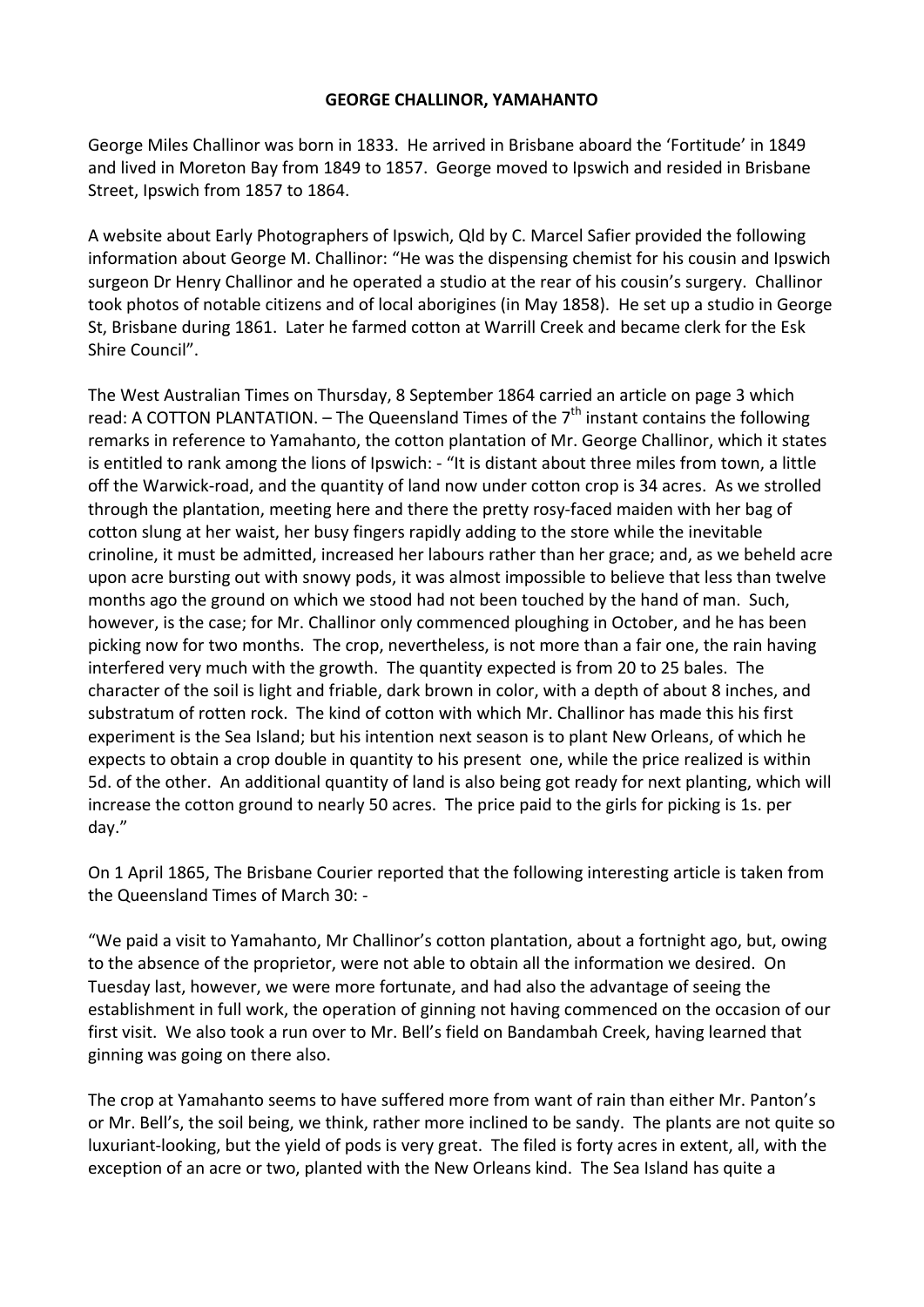# GEORGE CHALLINOR, YAMAHANTO

George Miles Challinor was born in 1833. He arrived in Brisbane aboard the 'Fortitude' in 1849 and lived in Moreton Bay from 1849 to 1857. George moved to Ipswich and resided in Brisbane Street, Ipswich from 1857 to 1864.

A website about Early Photographers of Ipswich, Qld by C. Marcel Safier provided the following information about George M. Challinor: "He was the dispensing chemist for his cousin and Ipswich surgeon Dr Henry Challinor and he operated a studio at the rear of his cousin's surgery. Challinor took photos of notable citizens and of local aborigines (in May 1858). He set up a studio in George St, Brisbane during 1861. Later he farmed cotton at Warrill Creek and became clerk for the Esk Shire Council".

The West Australian Times on Thursday, 8 September 1864 carried an article on page 3 which read: A COTTON PLANTATION. – The Queensland Times of the 7th instant contains the following remarks in reference to Yamahanto, the cotton plantation of Mr. George Challinor, which it states is entitled to rank among the lions of Ipswich: - "It is distant about three miles from town, a little off the Warwick-road, and the quantity of land now under cotton crop is 34 acres. As we strolled through the plantation, meeting here and there the pretty rosy-faced maiden with her bag of cotton slung at her waist, her busy fingers rapidly adding to the store while the inevitable crinoline, it must be admitted, increased her labours rather than her grace; and, as we beheld acre upon acre bursting out with snowy pods, it was almost impossible to believe that less than twelve months ago the ground on which we stood had not been touched by the hand of man. Such, however, is the case; for Mr. Challinor only commenced ploughing in October, and he has been picking now for two months. The crop, nevertheless, is not more than a fair one, the rain having interfered very much with the growth. The quantity expected is from 20 to 25 bales. The character of the soil is light and friable, dark brown in color, with a depth of about 8 inches, and substratum of rotten rock. The kind of cotton with which Mr. Challinor has made this his first experiment is the Sea Island; but his intention next season is to plant New Orleans, of which he expects to obtain a crop double in quantity to his present one, while the price realized is within 5d. of the other. An additional quantity of land is also being got ready for next planting, which will increase the cotton ground to nearly 50 acres. The price paid to the girls for picking is 1s. per day."

On 1 April 1865, The Brisbane Courier reported that the following interesting article is taken from the Queensland Times of March 30: -

"We paid a visit to Yamahanto, Mr Challinor's cotton plantation, about a fortnight ago, but, owing to the absence of the proprietor, were not able to obtain all the information we desired. On Tuesday last, however, we were more fortunate, and had also the advantage of seeing the establishment in full work, the operation of ginning not having commenced on the occasion of our first visit. We also took a run over to Mr. Bell's field on Bandambah Creek, having learned that ginning was going on there also.

The crop at Yamahanto seems to have suffered more from want of rain than either Mr. Panton's or Mr. Bell's, the soil being, we think, rather more inclined to be sandy. The plants are not quite so luxuriant-looking, but the yield of pods is very great. The filed is forty acres in extent, all, with the exception of an acre or two, planted with the New Orleans kind. The Sea Island has quite a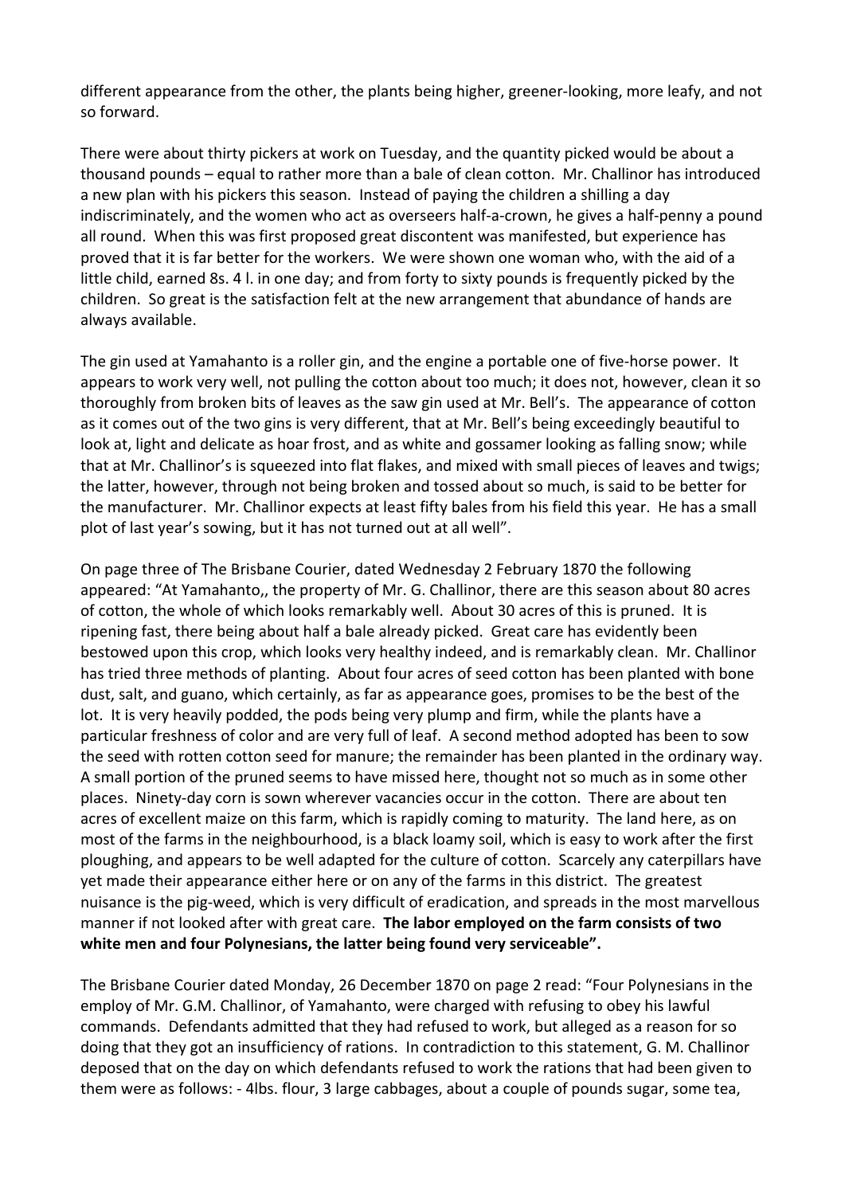different appearance from the other, the plants being higher, greener-looking, more leafy, and not so forward.

There were about thirty pickers at work on Tuesday, and the quantity picked would be about a thousand pounds – equal to rather more than a bale of clean cotton. Mr. Challinor has introduced a new plan with his pickers this season. Instead of paying the children a shilling a day indiscriminately, and the women who act as overseers half-a-crown, he gives a half-penny a pound all round. When this was first proposed great discontent was manifested, but experience has proved that it is far better for the workers. We were shown one woman who, with the aid of a little child, earned 8s. 4 l. in one day; and from forty to sixty pounds is frequently picked by the children. So great is the satisfaction felt at the new arrangement that abundance of hands are always available.

The gin used at Yamahanto is a roller gin, and the engine a portable one of five-horse power. It appears to work very well, not pulling the cotton about too much; it does not, however, clean it so thoroughly from broken bits of leaves as the saw gin used at Mr. Bell's. The appearance of cotton as it comes out of the two gins is very different, that at Mr. Bell's being exceedingly beautiful to look at, light and delicate as hoar frost, and as white and gossamer looking as falling snow; while that at Mr. Challinor's is squeezed into flat flakes, and mixed with small pieces of leaves and twigs; the latter, however, through not being broken and tossed about so much, is said to be better for the manufacturer. Mr. Challinor expects at least fifty bales from his field this year. He has a small plot of last year's sowing, but it has not turned out at all well".

On page three of The Brisbane Courier, dated Wednesday 2 February 1870 the following appeared: "At Yamahanto,, the property of Mr. G. Challinor, there are this season about 80 acres of cotton, the whole of which looks remarkably well. About 30 acres of this is pruned. It is ripening fast, there being about half a bale already picked. Great care has evidently been bestowed upon this crop, which looks very healthy indeed, and is remarkably clean. Mr. Challinor has tried three methods of planting. About four acres of seed cotton has been planted with bone dust, salt, and guano, which certainly, as far as appearance goes, promises to be the best of the lot. It is very heavily podded, the pods being very plump and firm, while the plants have a particular freshness of color and are very full of leaf. A second method adopted has been to sow the seed with rotten cotton seed for manure; the remainder has been planted in the ordinary way. A small portion of the pruned seems to have missed here, thought not so much as in some other places. Ninety-day corn is sown wherever vacancies occur in the cotton. There are about ten acres of excellent maize on this farm, which is rapidly coming to maturity. The land here, as on most of the farms in the neighbourhood, is a black loamy soil, which is easy to work after the first ploughing, and appears to be well adapted for the culture of cotton. Scarcely any caterpillars have yet made their appearance either here or on any of the farms in this district. The greatest nuisance is the pig-weed, which is very difficult of eradication, and spreads in the most marvellous manner if not looked after with great care. **The labor employed on the farm consists of two white men and four Polynesians, the latter being found very serviceable".**

The Brisbane Courier dated Monday, 26 December 1870 on page 2 read: "Four Polynesians in the employ of Mr. G.M. Challinor, of Yamahanto, were charged with refusing to obey his lawful commands. Defendants admitted that they had refused to work, but alleged as a reason for so doing that they got an insufficiency of rations. In contradiction to this statement, G. M. Challinor deposed that on the day on which defendants refused to work the rations that had been given to them were as follows: - 4lbs. flour, 3 large cabbages, about a couple of pounds sugar, some tea,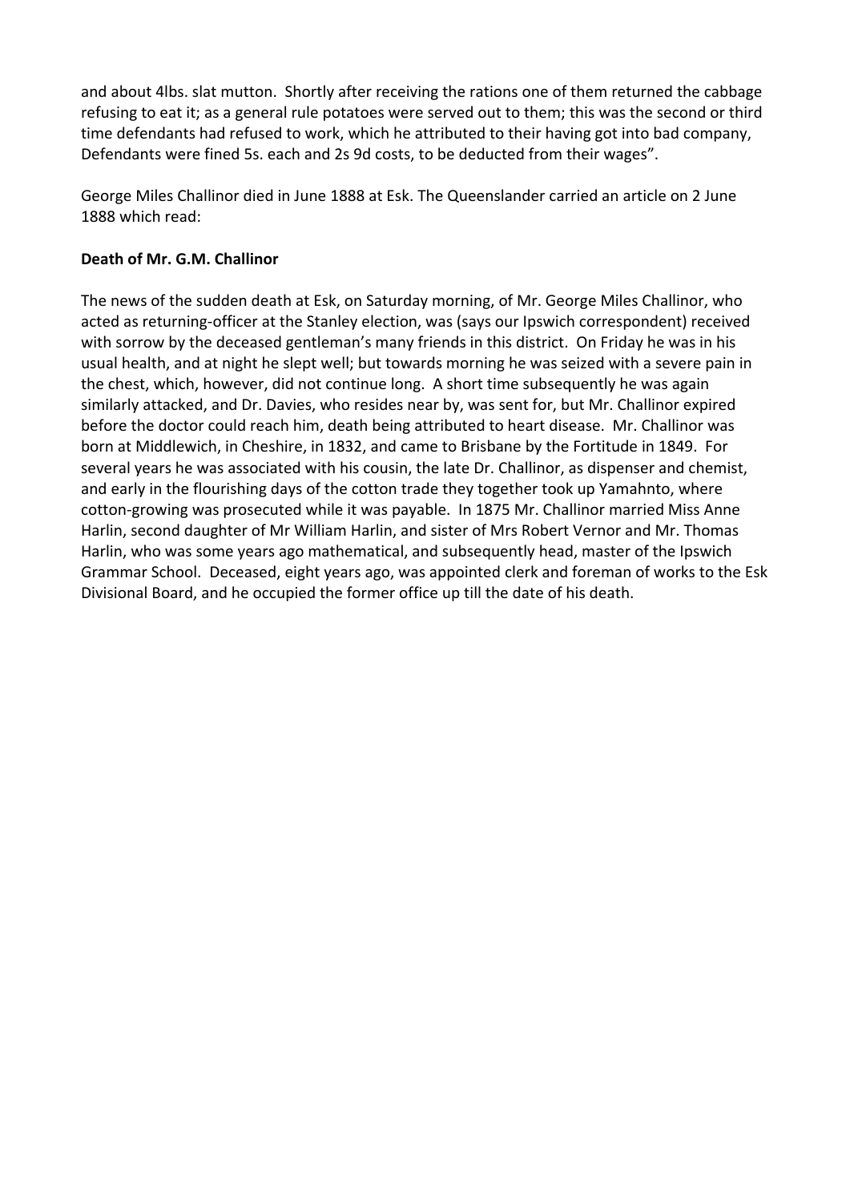and about 4lbs. slat mutton. Shortly after receiving the rations one of them returned the cabbage refusing to eat it; as a general rule potatoes were served out to them; this was the second or third time defendants had refused to work, which he attributed to their having got into bad company, Defendants were fined 5s. each and 2s 9d costs, to be deducted from their wages".

George Miles Challinor died in June 1888 at Esk. The Queenslander carried an article on 2 June 1888 which read:

**Death of Mr. G.M. Challinor**

The news of the sudden death at Esk, on Saturday morning, of Mr. George Miles Challinor, who acted as returning-officer at the Stanley election, was (says our Ipswich correspondent) received with sorrow by the deceased gentleman's many friends in this district. On Friday he was in his usual health, and at night he slept well; but towards morning he was seized with a severe pain in the chest, which, however, did not continue long. A short time subsequently he was again similarly attacked, and Dr. Davies, who resides near by, was sent for, but Mr. Challinor expired before the doctor could reach him, death being attributed to heart disease. Mr. Challinor was born at Middlewich, in Cheshire, in 1832, and came to Brisbane by the Fortitude in 1849. For several years he was associated with his cousin, the late Dr. Challinor, as dispenser and chemist, and early in the flourishing days of the cotton trade they together took up Yamahnto, where cotton-growing was prosecuted while it was payable. In 1875 Mr. Challinor married Miss Anne Harlin, second daughter of Mr William Harlin, and sister of Mrs Robert Vernor and Mr. Thomas Harlin, who was some years ago mathematical, and subsequently head, master of the Ipswich Grammar School. Deceased, eight years ago, was appointed clerk and foreman of works to the Esk Divisional Board, and he occupied the former office up till the date of his death.